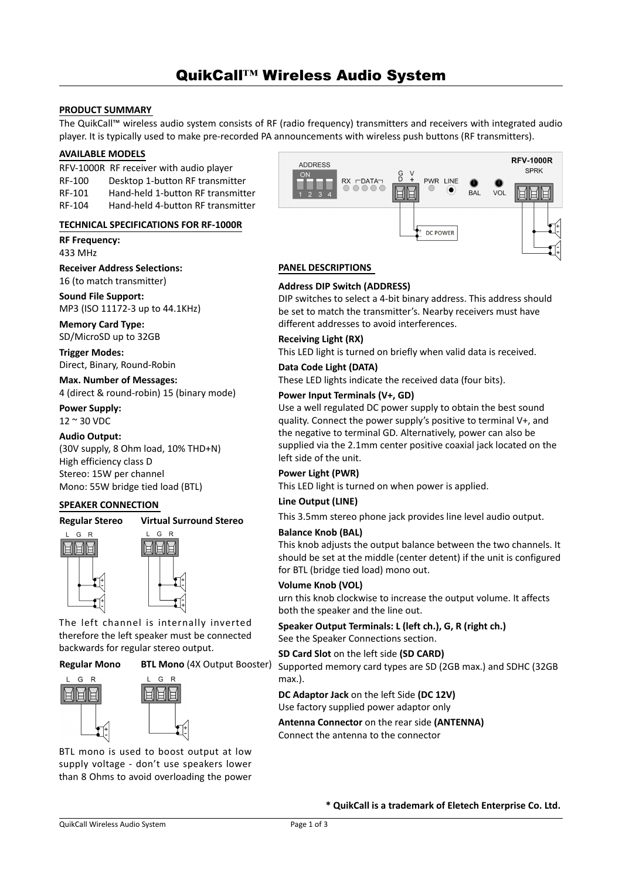# QuikCall™ Wireless Audio System

## PRODUCT SUMMARY

The QuikCall™ wireless audio system consists of RF (radio frequency) transmitters and receivers with integrated audio player. It is typically used to make pre-recorded PA announcements with wireless push buttons (RF transmitters).

## AVAILABLE MODELS

RFV-1000R RF receiver with audio player
RF-100 Desktop 1-button RF transmitter
RF-101 Hand-held 1-button RF transmitter
RF-104 Hand-held 4-button RF transmitter

## TECHNICAL SPECIFICATIONS FOR RF-1000R

**RF Frequency:**
433 MHz

**Receiver Address Selections:**
16 (to match transmitter)

**Sound File Support:**
MP3 (ISO 11172-3 up to 44.1KHz)

**Memory Card Type:**
SD/MicroSD up to 32GB

**Trigger Modes:**
Direct, Binary, Round-Robin

**Max. Number of Messages:**
4 (direct & round-robin) 15 (binary mode)

**Power Supply:**
12 ~ 30 VDC

**Audio Output:**
(30V supply, 8 Ohm load, 10% THD+N)
High efficiency class D
Stereo: 15W per channel
Mono: 55W bridge tied load (BTL)

## SPEAKER CONNECTION

**Regular Stereo** **Virtual Surround Stereo**

The left channel is internally inverted therefore the left speaker must be connected backwards for regular stereo output.

**Regular Mono** **BTL Mono** (4X Output Booster)

BTL mono is used to boost output at low supply voltage - don't use speakers lower than 8 Ohms to avoid overloading the power

## PANEL DESCRIPTIONS

**Address DIP Switch (ADDRESS)**
DIP switches to select a 4-bit binary address. This address should be set to match the transmitter's. Nearby receivers must have different addresses to avoid interferences.

**Receiving Light (RX)**
This LED light is turned on briefly when valid data is received.

**Data Code Light (DATA)**
These LED lights indicate the received data (four bits).

**Power Input Terminals (V+, GD)**
Use a well regulated DC power supply to obtain the best sound quality. Connect the power supply's positive to terminal V+, and the negative to terminal GD. Alternatively, power can also be supplied via the 2.1mm center positive coaxial jack located on the left side of the unit.

**Power Light (PWR)**
This LED light is turned on when power is applied.

**Line Output (LINE)**
This 3.5mm stereo phone jack provides line level audio output.

**Balance Knob (BAL)**
This knob adjusts the output balance between the two channels. It should be set at the middle (center detent) if the unit is configured for BTL (bridge tied load) mono out.

**Volume Knob (VOL)**
urn this knob clockwise to increase the output volume. It affects both the speaker and the line out.

**Speaker Output Terminals: L (left ch.), G, R (right ch.)**
See the Speaker Connections section.

**SD Card Slot** on the left side **(SD CARD)**
Supported memory card types are SD (2GB max.) and SDHC (32GB max.).

**DC Adaptor Jack** on the left Side **(DC 12V)**
Use factory supplied power adaptor only

**Antenna Connector** on the rear side **(ANTENNA)**
Connect the antenna to the connector

**\* QuikCall is a trademark of Eletech Enterprise Co. Ltd.**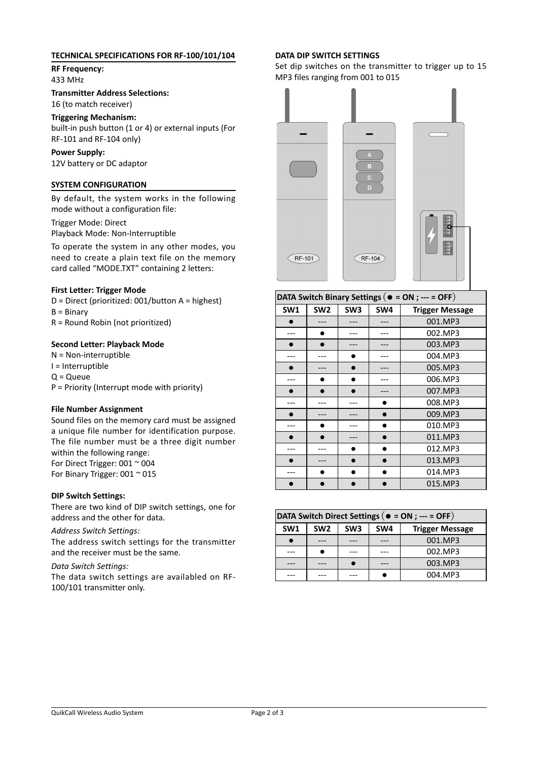## TECHNICAL SPECIFICATIONS FOR RF-100/101/104

**RF Frequency:**
433 MHz

**Transmitter Address Selections:**
16 (to match receiver)

**Triggering Mechanism:**
built-in push button (1 or 4) or external inputs (For RF-101 and RF-104 only)

**Power Supply:**
12V battery or DC adaptor

## SYSTEM CONFIGURATION

By default, the system works in the following mode without a configuration file:

Trigger Mode: Direct
Playback Mode: Non-Interruptible

To operate the system in any other modes, you need to create a plain text file on the memory card called "MODE.TXT" containing 2 letters:

**First Letter: Trigger Mode**

D = Direct (prioritized: 001/button A = highest)
B = Binary
R = Round Robin (not prioritized)

**Second Letter: Playback Mode**

N = Non-interruptible
I = Interruptible
Q = Queue
P = Priority (Interrupt mode with priority)

**File Number Assignment**

Sound files on the memory card must be assigned a unique file number for identification purpose. The file number must be a three digit number within the following range:
For Direct Trigger: 001 ~ 004
For Binary Trigger: 001 ~ 015

**DIP Switch Settings:**

There are two kind of DIP switch settings, one for address and the other for data.

*Address Switch Settings:*

The address switch settings for the transmitter and the receiver must be the same.

*Data Switch Settings:*

The data switch settings are availabled on RF-100/101 transmitter only.

## DATA DIP SWITCH SETTINGS

Set dip switches on the transmitter to trigger up to 15 MP3 files ranging from 001 to 015

RF-101 RF-104

**DATA Switch Binary Settings (● = ON ; --- = OFF)**

| SW1 | SW2 | SW3 | SW4 | Trigger Message |
|---|---|---|---|---|
| ● | --- | --- | --- | 001.MP3 |
| --- | ● | --- | --- | 002.MP3 |
| ● | ● | --- | --- | 003.MP3 |
| --- | --- | ● | --- | 004.MP3 |
| ● | --- | ● | --- | 005.MP3 |
| --- | ● | ● | --- | 006.MP3 |
| ● | ● | ● | --- | 007.MP3 |
| --- | --- | --- | ● | 008.MP3 |
| ● | --- | --- | ● | 009.MP3 |
| --- | ● | --- | ● | 010.MP3 |
| ● | ● | --- | ● | 011.MP3 |
| --- | --- | ● | ● | 012.MP3 |
| ● | --- | ● | ● | 013.MP3 |
| --- | ● | ● | ● | 014.MP3 |
| ● | ● | ● | ● | 015.MP3 |

**DATA Switch Direct Settings (● = ON ; --- = OFF)**

| SW1 | SW2 | SW3 | SW4 | Trigger Message |
|---|---|---|---|---|
| ● | --- | --- | --- | 001.MP3 |
| --- | ● | --- | --- | 002.MP3 |
| --- | --- | ● | --- | 003.MP3 |
| --- | --- | --- | ● | 004.MP3 |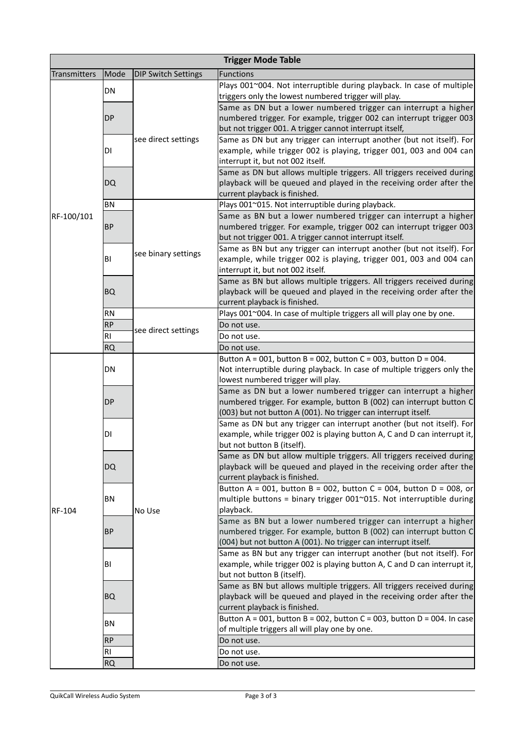| Trigger Mode Table | | | |
|---|---|---|---|
| Transmitters | Mode | DIP Switch Settings | Functions |
| RF-100/101 | DN | see direct settings | Plays 001~004. Not interruptible during playback. In case of multiple triggers only the lowest numbered trigger will play. |
| | DP | | Same as DN but a lower numbered trigger can interrupt a higher numbered trigger. For example, trigger 002 can interrupt trigger 003 but not trigger 001. A trigger cannot interrupt itself, |
| | DI | | Same as DN but any trigger can interrupt another (but not itself). For example, while trigger 002 is playing, trigger 001, 003 and 004 can interrupt it, but not 002 itself. |
| | DQ | | Same as DN but allows multiple triggers. All triggers received during playback will be queued and played in the receiving order after the current playback is finished. |
| | BN | see binary settings | Plays 001~015. Not interruptible during playback. |
| | BP | | Same as BN but a lower numbered trigger can interrupt a higher numbered trigger. For example, trigger 002 can interrupt trigger 003 but not trigger 001. A trigger cannot interrupt itself. |
| | BI | | Same as BN but any trigger can interrupt another (but not itself). For example, while trigger 002 is playing, trigger 001, 003 and 004 can interrupt it, but not 002 itself. |
| | BQ | | Same as BN but allows multiple triggers. All triggers received during playback will be queued and played in the receiving order after the current playback is finished. |
| | RN | see direct settings | Plays 001~004. In case of multiple triggers all will play one by one. |
| | RP | | Do not use. |
| | RI | | Do not use. |
| | RQ | | Do not use. |
| RF-104 | DN | No Use | Button A = 001, button B = 002, button C = 003, button D = 004. Not interruptible during playback. In case of multiple triggers only the lowest numbered trigger will play. |
| | DP | | Same as DN but a lower numbered trigger can interrupt a higher numbered trigger. For example, button B (002) can interrupt button C (003) but not button A (001). No trigger can interrupt itself. |
| | DI | | Same as DN but any trigger can interrupt another (but not itself). For example, while trigger 002 is playing button A, C and D can interrupt it, but not button B (itself). |
| | DQ | | Same as DN but allow multiple triggers. All triggers received during playback will be queued and played in the receiving order after the current playback is finished. |
| | BN | | Button A = 001, button B = 002, button C = 004, button D = 008, or multiple buttons = binary trigger 001~015. Not interruptible during playback. |
| | BP | | Same as BN but a lower numbered trigger can interrupt a higher numbered trigger. For example, button B (002) can interrupt button C (004) but not button A (001). No trigger can interrupt itself. |
| | BI | | Same as BN but any trigger can interrupt another (but not itself). For example, while trigger 002 is playing button A, C and D can interrupt it, but not button B (itself). |
| | BQ | | Same as BN but allows multiple triggers. All triggers received during playback will be queued and played in the receiving order after the current playback is finished. |
| | BN | | Button A = 001, button B = 002, button C = 003, button D = 004. In case of multiple triggers all will play one by one. |
| | RP | | Do not use. |
| | RI | | Do not use. |
| | RQ | | Do not use. |